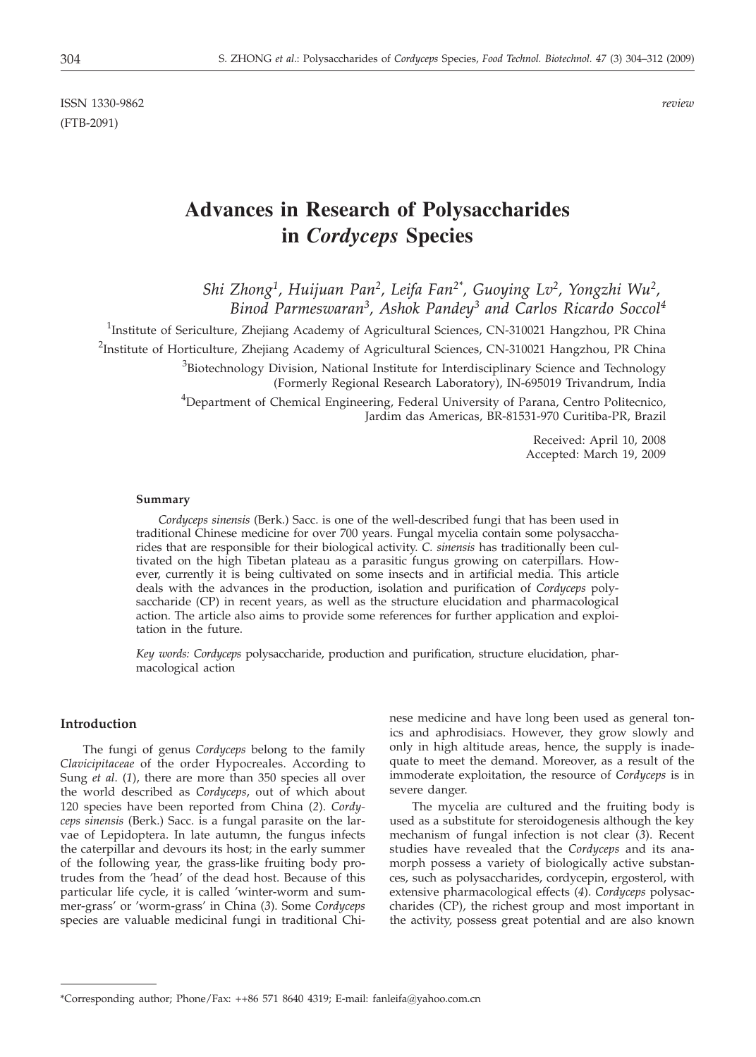ISSN 1330-9862 *review*
(FTB-2091)

# Advances in Research of Polysaccharides in *Cordyceps* Species

*Shi Zhong*[1], *Huijuan Pan*[2], *Leifa Fan*[2*], *Guoying Lv*[2], *Yongzhi Wu*[2], *Binod Parmeswaran*[3], *Ashok Pandey*[3] *and Carlos Ricardo Soccol*[4]

[1]Institute of Sericulture, Zhejiang Academy of Agricultural Sciences, CN-310021 Hangzhou, PR China

[2]Institute of Horticulture, Zhejiang Academy of Agricultural Sciences, CN-310021 Hangzhou, PR China

[3]Biotechnology Division, National Institute for Interdisciplinary Science and Technology (Formerly Regional Research Laboratory), IN-695019 Trivandrum, India

[4]Department of Chemical Engineering, Federal University of Parana, Centro Politecnico, Jardim das Americas, BR-81531-970 Curitiba-PR, Brazil

Received: April 10, 2008
Accepted: March 19, 2009

**Summary**

*Cordyceps sinensis* (Berk.) Sacc. is one of the well-described fungi that has been used in traditional Chinese medicine for over 700 years. Fungal mycelia contain some polysaccharides that are responsible for their biological activity. *C. sinensis* has traditionally been cultivated on the high Tibetan plateau as a parasitic fungus growing on caterpillars. However, currently it is being cultivated on some insects and in artificial media. This article deals with the advances in the production, isolation and purification of *Cordyceps* polysaccharide (CP) in recent years, as well as the structure elucidation and pharmacological action. The article also aims to provide some references for further application and exploitation in the future.

*Key words: Cordyceps* polysaccharide, production and purification, structure elucidation, pharmacological action

## Introduction

The fungi of genus *Cordyceps* belong to the family *Clavicipitaceae* of the order Hypocreales. According to Sung *et al*. (*1*), there are more than 350 species all over the world described as *Cordyceps*, out of which about 120 species have been reported from China (*2*). *Cordyceps sinensis* (Berk.) Sacc. is a fungal parasite on the larvae of Lepidoptera. In late autumn, the fungus infects the caterpillar and devours its host; in the early summer of the following year, the grass-like fruiting body protrudes from the 'head' of the dead host. Because of this particular life cycle, it is called 'winter-worm and summer-grass' or 'worm-grass' in China (*3*). Some *Cordyceps* species are valuable medicinal fungi in traditional Chinese medicine and have long been used as general tonics and aphrodisiacs. However, they grow slowly and only in high altitude areas, hence, the supply is inadequate to meet the demand. Moreover, as a result of the immoderate exploitation, the resource of *Cordyceps* is in severe danger.

The mycelia are cultured and the fruiting body is used as a substitute for steroidogenesis although the key mechanism of fungal infection is not clear (*3*). Recent studies have revealed that the *Cordyceps* and its anamorph possess a variety of biologically active substances, such as polysaccharides, cordycepin, ergosterol, with extensive pharmacological effects (*4*). *Cordyceps* polysaccharides (CP), the richest group and most important in the activity, possess great potential and are also known

*Corresponding author; Phone/Fax: ++86 571 8640 4319; E-mail: fanleifa@yahoo.com.cn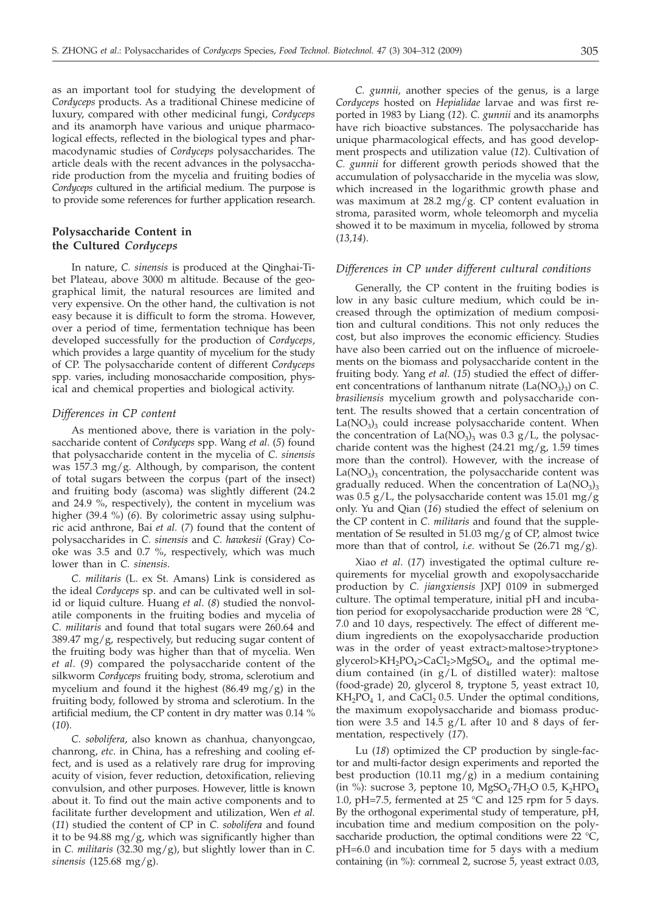as an important tool for studying the development of *Cordyceps* products. As a traditional Chinese medicine of luxury, compared with other medicinal fungi, *Cordyceps* and its anamorph have various and unique pharmacological effects, reflected in the biological types and pharmacodynamic studies of *Cordyceps* polysaccharides. The article deals with the recent advances in the polysaccharide production from the mycelia and fruiting bodies of *Cordyceps* cultured in the artificial medium. The purpose is to provide some references for further application research.

## Polysaccharide Content in the Cultured *Cordyceps*

In nature, *C. sinensis* is produced at the Qinghai-Tibet Plateau, above 3000 m altitude. Because of the geographical limit, the natural resources are limited and very expensive. On the other hand, the cultivation is not easy because it is difficult to form the stroma. However, over a period of time, fermentation technique has been developed successfully for the production of *Cordyceps*, which provides a large quantity of mycelium for the study of CP. The polysaccharide content of different *Cordyceps* spp. varies, including monosaccharide composition, physical and chemical properties and biological activity.

### *Differences in CP content*

As mentioned above, there is variation in the polysaccharide content of *Cordyceps* spp. Wang *et al.* (*5*) found that polysaccharide content in the mycelia of *C. sinensis* was 157.3 mg/g. Although, by comparison, the content of total sugars between the corpus (part of the insect) and fruiting body (ascoma) was slightly different (24.2 and 24.9 %, respectively), the content in mycelium was higher (39.4 %) (*6*). By colorimetric assay using sulphuric acid anthrone, Bai *et al.* (*7*) found that the content of polysaccharides in *C. sinensis* and *C. hawkesii* (Gray) Cooke was 3.5 and 0.7 %, respectively, which was much lower than in *C. sinensis*.

*C. militaris* (L. ex St. Amans) Link is considered as the ideal *Cordyceps* sp. and can be cultivated well in solid or liquid culture. Huang *et al.* (*8*) studied the nonvolatile components in the fruiting bodies and mycelia of *C. militaris* and found that total sugars were 260.64 and 389.47 mg/g, respectively, but reducing sugar content of the fruiting body was higher than that of mycelia. Wen *et al.* (*9*) compared the polysaccharide content of the silkworm *Cordyceps* fruiting body, stroma, sclerotium and mycelium and found it the highest (86.49 mg/g) in the fruiting body, followed by stroma and sclerotium. In the artificial medium, the CP content in dry matter was 0.14 % (*10*).

*C. sobolifera*, also known as chanhua, chanyongcao, chanrong, *etc.* in China, has a refreshing and cooling effect, and is used as a relatively rare drug for improving acuity of vision, fever reduction, detoxification, relieving convulsion, and other purposes. However, little is known about it. To find out the main active components and to facilitate further development and utilization, Wen *et al.* (*11*) studied the content of CP in *C. sobolifera* and found it to be 94.88 mg/g, which was significantly higher than in *C. militaris* (32.30 mg/g), but slightly lower than in *C. sinensis* (125.68 mg/g).

*C. gunnii*, another species of the genus, is a large *Cordyceps* hosted on *Hepialidae* larvae and was first reported in 1983 by Liang (*12*). *C. gunnii* and its anamorphs have rich bioactive substances. The polysaccharide has unique pharmacological effects, and has good development prospects and utilization value (*12*). Cultivation of *C. gunnii* for different growth periods showed that the accumulation of polysaccharide in the mycelia was slow, which increased in the logarithmic growth phase and was maximum at 28.2 mg/g. CP content evaluation in stroma, parasited worm, whole teleomorph and mycelia showed it to be maximum in mycelia, followed by stroma (*13,14*).

### *Differences in CP under different cultural conditions*

Generally, the CP content in the fruiting bodies is low in any basic culture medium, which could be increased through the optimization of medium composition and cultural conditions. This not only reduces the cost, but also improves the economic efficiency. Studies have also been carried out on the influence of microelements on the biomass and polysaccharide content in the fruiting body. Yang *et al.* (*15*) studied the effect of different concentrations of lanthanum nitrate ($La(NO_3)_3$) on *C. brasiliensis* mycelium growth and polysaccharide content. The results showed that a certain concentration of $La(NO_3)_3$ could increase polysaccharide content. When the concentration of $La(NO_3)_3$ was 0.3 g/L, the polysaccharide content was the highest (24.21 mg/g, 1.59 times more than the control). However, with the increase of $La(NO_3)_3$ concentration, the polysaccharide content was gradually reduced. When the concentration of $La(NO_3)_3$ was 0.5 g/L, the polysaccharide content was 15.01 mg/g only. Yu and Qian (*16*) studied the effect of selenium on the CP content in *C. militaris* and found that the supplementation of Se resulted in 51.03 mg/g of CP, almost twice more than that of control, *i.e.* without Se (26.71 mg/g).

Xiao *et al.* (*17*) investigated the optimal culture requirements for mycelial growth and exopolysaccharide production by *C. jiangxiensis* JXPJ 0109 in submerged culture. The optimal temperature, initial pH and incubation period for exopolysaccharide production were 28 °C, 7.0 and 10 days, respectively. The effect of different medium ingredients on the exopolysaccharide production was in the order of yeast extract>maltose>tryptone>glycerol>$KH_2PO_4$>$CaCl_2$>$MgSO_4$, and the optimal medium contained (in g/L of distilled water): maltose (food-grade) 20, glycerol 8, tryptone 5, yeast extract 10, $KH_2PO_4$ 1, and $CaCl_2$ 0.5. Under the optimal conditions, the maximum exopolysaccharide and biomass production were 3.5 and 14.5 g/L after 10 and 8 days of fermentation, respectively (*17*).

Lu (*18*) optimized the CP production by single-factor and multi-factor design experiments and reported the best production (10.11 mg/g) in a medium containing (in %): sucrose 3, peptone 10, $MgSO_4{\cdot}7H_2O$ 0.5, $K_2HPO_4$ 1.0, pH=7.5, fermented at 25 °C and 125 rpm for 5 days. By the orthogonal experimental study of temperature, pH, incubation time and medium composition on the polysaccharide production, the optimal conditions were 22 °C, pH=6.0 and incubation time for 5 days with a medium containing (in %): cornmeal 2, sucrose 5, yeast extract 0.03,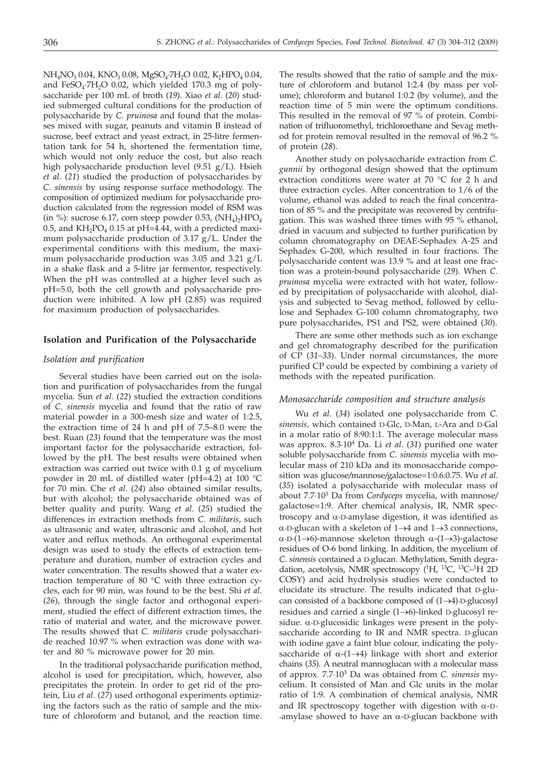$NH_4NO_3$ 0.04, $KNO_3$ 0.08, $MgSO_4·7H_2O$ 0.02, $K_2HPO_4$ 0.04, and $FeSO_4·7H_2O$ 0.02, which yielded 170.3 mg of polysaccharide per 100 mL of broth (*19*). Xiao *et al.* (*20*) studied submerged cultural conditions for the production of polysaccharide by *C. pruinosa* and found that the molasses mixed with sugar, peanuts and vitamin B instead of sucrose, beef extract and yeast extract, in 25-litre fermentation tank for 54 h, shortened the fermentation time, which would not only reduce the cost, but also reach high polysaccharide production level (9.51 g/L). Hsieh *et al.* (*21*) studied the production of polysaccharides by *C. sinensis* by using response surface methodology. The composition of optimized medium for polysaccharide production calculated from the regression model of RSM was (in %): sucrose 6.17, corn steep powder 0.53, $(NH_4)_2HPO_4$ 0.5, and $KH_2PO_4$ 0.15 at pH=4.44, with a predicted maximum polysaccharide production of 3.17 g/L. Under the experimental conditions with this medium, the maximum polysaccharide production was 3.05 and 3.21 g/L in a shake flask and a 5-litre jar fermentor, respectively. When the pH was controlled at a higher level such as pH=5.0, both the cell growth and polysaccharide production were inhibited. A low pH (2.85) was required for maximum production of polysaccharides.

## Isolation and Purification of the Polysaccharide

### *Isolation and purification*

Several studies have been carried out on the isolation and purification of polysaccharides from the fungal mycelia. Sun *et al.* (*22*) studied the extraction conditions of *C. sinensis* mycelia and found that the ratio of raw material powder in a 300-mesh size and water of 1:2.5, the extraction time of 24 h and pH of 7.5–8.0 were the best. Ruan (*23*) found that the temperature was the most important factor for the polysaccharide extraction, followed by the pH. The best results were obtained when extraction was carried out twice with 0.1 g of mycelium powder in 20 mL of distilled water (pH=4.2) at 100 °C for 70 min. Che *et al.* (*24*) also obtained similar results, but with alcohol; the polysaccharide obtained was of better quality and purity. Wang *et al.* (*25*) studied the differences in extraction methods from *C. militaris*, such as ultrasonic and water, ultrasonic and alcohol, and hot water and reflux methods. An orthogonal experimental design was used to study the effects of extraction temperature and duration, number of extraction cycles and water concentration. The results showed that a water extraction temperature of 80 °C with three extraction cycles, each for 90 min, was found to be the best. Shi *et al.* (*26*), through the single factor and orthogonal experiment, studied the effect of different extraction times, the ratio of material and water, and the microwave power. The results showed that *C. militaris* crude polysaccharide reached 10.97 % when extraction was done with water and 80 % microwave power for 20 min.

In the traditional polysaccharide purification method, alcohol is used for precipitation, which, however, also precipitates the protein. In order to get rid of the protein, Liu *et al.* (*27*) used orthogonal experiments optimizing the factors such as the ratio of sample and the mixture of chloroform and butanol, and the reaction time. The results showed that the ratio of sample and the mixture of chloroform and butanol 1:2.4 (by mass per volume); chloroform and butanol 1:0.2 (by volume), and the reaction time of 5 min were the optimum conditions. This resulted in the removal of 97 % of protein. Combination of trifluoromethyl, trichloroethane and Sevag method for protein removal resulted in the removal of 96.2 % of protein (*28*).

Another study on polysaccharide extraction from *C. gunnii* by orthogonal design showed that the optimum extraction conditions were water at 70 °C for 2 h and three extraction cycles. After concentration to 1/6 of the volume, ethanol was added to reach the final concentration of 85 % and the precipitate was recovered by centrifugation. This was washed three times with 95 % ethanol, dried in vacuum and subjected to further purification by column chromatography on DEAE-Sephadex A-25 and Sephadex G-200, which resulted in four fractions. The polysaccharide content was 13.9 % and at least one fraction was a protein-bound polysaccharide (*29*). When *C. pruinosa* mycelia were extracted with hot water, followed by precipitation of polysaccharide with alcohol, dialysis and subjected to Sevag method, followed by cellulose and Sephadex G-100 column chromatography, two pure polysaccharides, PS1 and PS2, were obtained (*30*).

There are some other methods such as ion exchange and gel chromatography described for the purification of CP (*31–33*). Under normal circumstances, the more purified CP could be expected by combining a variety of methods with the repeated purification.

### *Monosaccharide composition and structure analysis*

Wu *et al.* (*34*) isolated one polysaccharide from *C. sinensis*, which contained D-Glc, D-Man, L-Ara and D-Gal in a molar ratio of 8:90:1:1. The average molecular mass was approx. $8.3·10^4$ Da. Li *et al.* (*31*) purified one water soluble polysaccharide from *C. sinensis* mycelia with molecular mass of 210 kDa and its monosaccharide composition was glucose/mannose/galactose=1:0.6:0.75. Wu *et al.* (*35*) isolated a polysaccharide with molecular mass of about $7.7·10^3$ Da from *Cordyceps* mycelia, with mannose/galactose=1:9. After chemical analysis, IR, NMR spectroscopy and α-D-amylase digestion, it was identified as α-D-glucan with a skeleton of 1→4 and 1→3 connections, α-D-(1→6)-mannose skeleton through α-(1→3)-galactose residues of O-6 bond linking. In addition, the mycelium of *C. sinensis* contained a D-glucan. Methylation, Smith degradation, acetolysis, NMR spectroscopy ($^1$H, $^{13}$C, $^{13}$C–$^1$H 2D COSY) and acid hydrolysis studies were conducted to elucidate its structure. The results indicated that D-glucan consisted of a backbone composed of (1→4)-D-glucosyl residues and carried a single (1→6)-linked D-glucosyl residue. α-D-glucosidic linkages were present in the polysaccharide according to IR and NMR spectra. D-glucan with iodine gave a faint blue colour, indicating the polysaccharide of α-(1→4) linkage with short and exterior chains (*35*). A neutral mannoglucan with a molecular mass of approx. $7.7·10^3$ Da was obtained from *C. sinensis* mycelium. It consisted of Man and Glc units in the molar ratio of 1:9. A combination of chemical analysis, NMR and IR spectroscopy together with digestion with α-D-amylase showed to have an α-D-glucan backbone with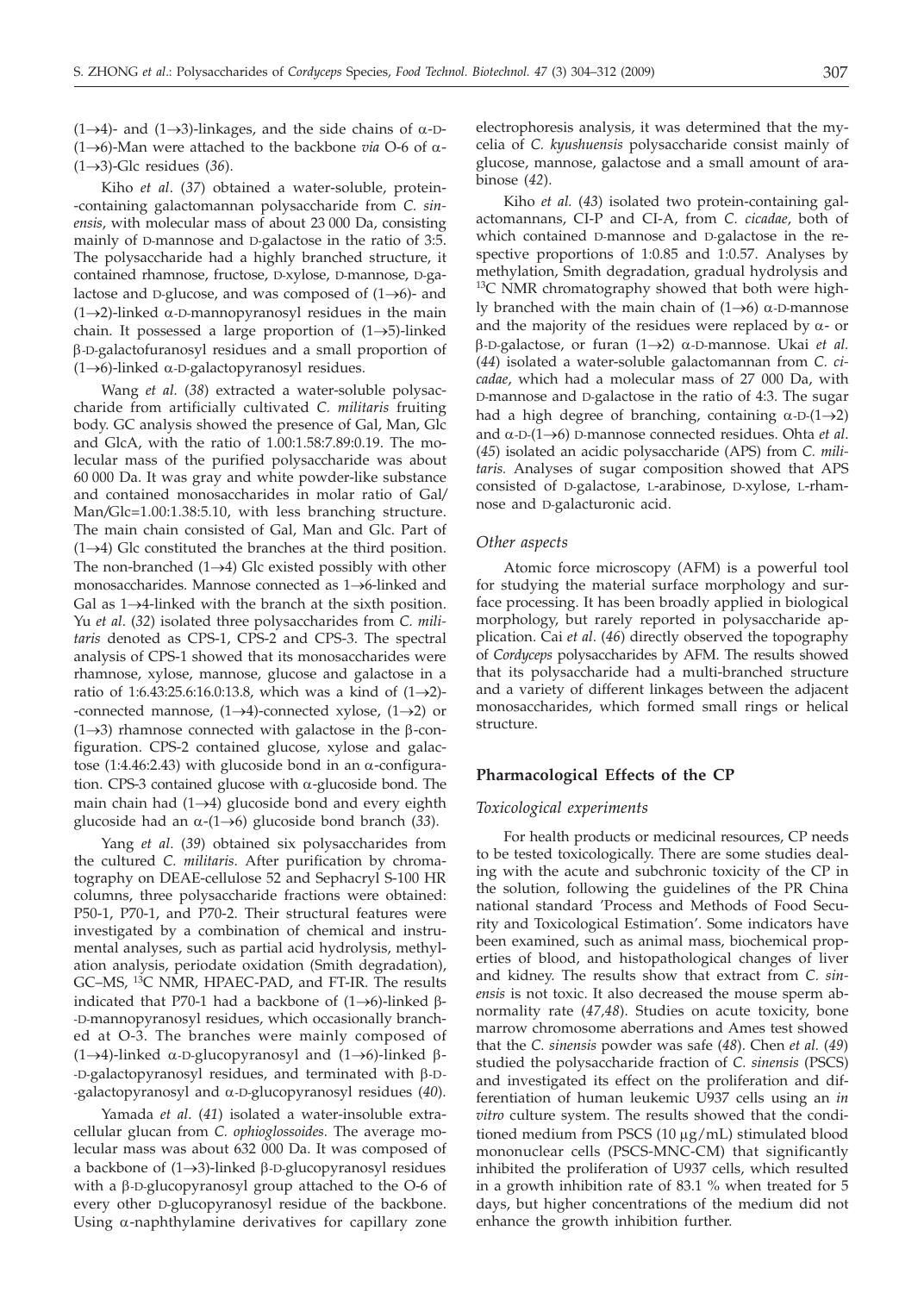(1→4)- and (1→3)-linkages, and the side chains of α-D-(1→6)-Man were attached to the backbone *via* O-6 of α-(1→3)-Glc residues (*36*).

Kiho *et al*. (*37*) obtained a water-soluble, protein-containing galactomannan polysaccharide from *C. sinensis*, with molecular mass of about 23 000 Da, consisting mainly of D-mannose and D-galactose in the ratio of 3:5. The polysaccharide had a highly branched structure, it contained rhamnose, fructose, D-xylose, D-mannose, D-galactose and D-glucose, and was composed of (1→6)- and (1→2)-linked α-D-mannopyranosyl residues in the main chain. It possessed a large proportion of (1→5)-linked β-D-galactofuranosyl residues and a small proportion of (1→6)-linked α-D-galactopyranosyl residues.

Wang *et al.* (*38*) extracted a water-soluble polysaccharide from artificially cultivated *C. militaris* fruiting body. GC analysis showed the presence of Gal, Man, Glc and GlcA, with the ratio of 1.00:1.58:7.89:0.19. The molecular mass of the purified polysaccharide was about 60 000 Da. It was gray and white powder-like substance and contained monosaccharides in molar ratio of Gal/Man/Glc=1.00:1.38:5.10, with less branching structure. The main chain consisted of Gal, Man and Glc. Part of (1→4) Glc constituted the branches at the third position. The non-branched (1→4) Glc existed possibly with other monosaccharides. Mannose connected as 1→6-linked and Gal as 1→4-linked with the branch at the sixth position. Yu *et al*. (*32*) isolated three polysaccharides from *C. militaris* denoted as CPS-1, CPS-2 and CPS-3. The spectral analysis of CPS-1 showed that its monosaccharides were rhamnose, xylose, mannose, glucose and galactose in a ratio of 1:6.43:25.6:16.0:13.8, which was a kind of (1→2)-connected mannose, (1→4)-connected xylose, (1→2) or (1→3) rhamnose connected with galactose in the β-configuration. CPS-2 contained glucose, xylose and galactose (1:4.46:2.43) with glucoside bond in an α-configuration. CPS-3 contained glucose with α-glucoside bond. The main chain had (1→4) glucoside bond and every eighth glucoside had an α-(1→6) glucoside bond branch (*33*).

Yang *et al*. (*39*) obtained six polysaccharides from the cultured *C. militaris*. After purification by chromatography on DEAE-cellulose 52 and Sephacryl S-100 HR columns, three polysaccharide fractions were obtained: P50-1, P70-1, and P70-2. Their structural features were investigated by a combination of chemical and instrumental analyses, such as partial acid hydrolysis, methylation analysis, periodate oxidation (Smith degradation), GC–MS, $^{13}$C NMR, HPAEC-PAD, and FT-IR. The results indicated that P70-1 had a backbone of (1→6)-linked β-D-mannopyranosyl residues, which occasionally branched at O-3. The branches were mainly composed of (1→4)-linked α-D-glucopyranosyl and (1→6)-linked β-D-galactopyranosyl residues, and terminated with β-D-galactopyranosyl and α-D-glucopyranosyl residues (*40*).

Yamada *et al.* (*41*) isolated a water-insoluble extracellular glucan from *C. ophioglossoides.* The average molecular mass was about 632 000 Da. It was composed of a backbone of (1→3)-linked β-D-glucopyranosyl residues with a β-D-glucopyranosyl group attached to the O-6 of every other D-glucopyranosyl residue of the backbone. Using α-naphthylamine derivatives for capillary zone electrophoresis analysis, it was determined that the mycelia of *C. kyushuensis* polysaccharide consist mainly of glucose, mannose, galactose and a small amount of arabinose (*42*).

Kiho *et al.* (*43*) isolated two protein-containing galactomannans, CI-P and CI-A, from *C. cicadae*, both of which contained D-mannose and D-galactose in the respective proportions of 1:0.85 and 1:0.57. Analyses by methylation, Smith degradation, gradual hydrolysis and $^{13}$C NMR chromatography showed that both were highly branched with the main chain of (1→6) α-D-mannose and the majority of the residues were replaced by α- or β-D-galactose, or furan (1→2) α-D-mannose. Ukai *et al.* (*44*) isolated a water-soluble galactomannan from *C. cicadae*, which had a molecular mass of 27 000 Da, with D-mannose and D-galactose in the ratio of 4:3. The sugar had a high degree of branching, containing α-D-(1→2) and α-D-(1→6) D-mannose connected residues. Ohta *et al*. (*45*) isolated an acidic polysaccharide (APS) from *C. militaris.* Analyses of sugar composition showed that APS consisted of D-galactose, L-arabinose, D-xylose, L-rhamnose and D-galacturonic acid.

### *Other aspects*

Atomic force microscopy (AFM) is a powerful tool for studying the material surface morphology and surface processing. It has been broadly applied in biological morphology, but rarely reported in polysaccharide application. Cai *et al*. (*46*) directly observed the topography of *Cordyceps* polysaccharides by AFM. The results showed that its polysaccharide had a multi-branched structure and a variety of different linkages between the adjacent monosaccharides, which formed small rings or helical structure.

## Pharmacological Effects of the CP

### *Toxicological experiments*

For health products or medicinal resources, CP needs to be tested toxicologically. There are some studies dealing with the acute and subchronic toxicity of the CP in the solution, following the guidelines of the PR China national standard 'Process and Methods of Food Security and Toxicological Estimation'. Some indicators have been examined, such as animal mass, biochemical properties of blood, and histopathological changes of liver and kidney. The results show that extract from *C. sinensis* is not toxic. It also decreased the mouse sperm abnormality rate (*47,48*). Studies on acute toxicity, bone marrow chromosome aberrations and Ames test showed that the *C. sinensis* powder was safe (*48*). Chen *et al.* (*49*) studied the polysaccharide fraction of *C. sinensis* (PSCS) and investigated its effect on the proliferation and differentiation of human leukemic U937 cells using an *in vitro* culture system. The results showed that the conditioned medium from PSCS (10 μg/mL) stimulated blood mononuclear cells (PSCS-MNC-CM) that significantly inhibited the proliferation of U937 cells, which resulted in a growth inhibition rate of 83.1 % when treated for 5 days, but higher concentrations of the medium did not enhance the growth inhibition further.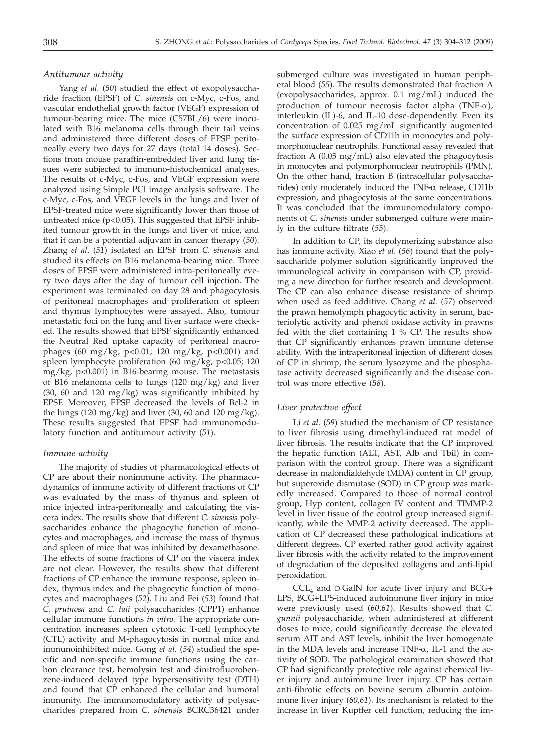### *Antitumour activity*

Yang *et al.* (*50*) studied the effect of exopolysaccharide fraction (EPSF) of *C. sinensis* on c-Myc, c-Fos, and vascular endothelial growth factor (VEGF) expression of tumour-bearing mice. The mice (C57BL/6) were inoculated with B16 melanoma cells through their tail veins and administered three different doses of EPSF peritoneally every two days for 27 days (total 14 doses). Sections from mouse paraffin-embedded liver and lung tissues were subjected to immuno-histochemical analyses. The results of c-Myc, c-Fos, and VEGF expression were analyzed using Simple PCI image analysis software. The c-Myc, c-Fos, and VEGF levels in the lungs and liver of EPSF-treated mice were significantly lower than those of untreated mice ($p<0.05$). This suggested that EPSF inhibited tumour growth in the lungs and liver of mice, and that it can be a potential adjuvant in cancer therapy (*50*). Zhang *et al.* (*51*) isolated an EPSF from *C. sinensis* and studied its effects on B16 melanoma-bearing mice. Three doses of EPSF were administered intra-peritoneally every two days after the day of tumour cell injection. The experiment was terminated on day 28 and phagocytosis of peritoneal macrophages and proliferation of spleen and thymus lymphocytes were assayed. Also, tumour metastatic foci on the lung and liver surface were checked. The results showed that EPSF significantly enhanced the Neutral Red uptake capacity of peritoneal macrophages (60 mg/kg, $p<0.01$; 120 mg/kg, $p<0.001$) and spleen lymphocyte proliferation (60 mg/kg, $p<0.05$; 120 mg/kg, $p<0.001$) in B16-bearing mouse. The metastasis of B16 melanoma cells to lungs (120 mg/kg) and liver (30, 60 and 120 mg/kg) was significantly inhibited by EPSF. Moreover, EPSF decreased the levels of Bcl-2 in the lungs (120 mg/kg) and liver (30, 60 and 120 mg/kg). These results suggested that EPSF had immunomodulatory function and antitumour activity (*51*).

### *Immune activity*

The majority of studies of pharmacological effects of CP are about their nonimmune activity. The pharmacodynamics of immune activity of different fractions of CP was evaluated by the mass of thymus and spleen of mice injected intra-peritoneally and calculating the viscera index. The results show that different *C. sinensis* polysaccharides enhance the phagocytic function of monocytes and macrophages, and increase the mass of thymus and spleen of mice that was inhibited by dexamethasone. The effects of some fractions of CP on the viscera index are not clear. However, the results show that different fractions of CP enhance the immune response, spleen index, thymus index and the phagocytic function of monocytes and macrophages (*52*). Liu and Fei (*53*) found that *C. pruinosa* and *C. taii* polysaccharides (CPP1) enhance cellular immune functions *in vitro.* The appropriate concentration increases spleen cytotoxic T-cell lymphocyte (CTL) activity and M-phagocytosis in normal mice and immunoinhibited mice. Gong *et al.* (*54*) studied the specific and non-specific immune functions using the carbon clearance test, hemolysin test and dinitrofluorobenzene-induced delayed type hypersensitivity test (DTH) and found that CP enhanced the cellular and humoral immunity. The immunomodulatory activity of polysaccharides prepared from *C. sinensis* BCRC36421 under submerged culture was investigated in human peripheral blood (*55*). The results demonstrated that fraction A (exopolysaccharides, approx. 0.1 mg/mL) induced the production of tumour necrosis factor alpha (TNF-$\alpha$), interleukin (IL)-6, and IL-10 dose-dependently. Even its concentration of 0.025 mg/mL significantly augmented the surface expression of CD11b in monocytes and polymorphonuclear neutrophils. Functional assay revealed that fraction A (0.05 mg/mL) also elevated the phagocytosis in monocytes and polymorphonuclear neutrophils (PMN). On the other hand, fraction B (intracellular polysaccharides) only moderately induced the TNF-$\alpha$ release, CD11b expression, and phagocytosis at the same concentrations. It was concluded that the immunomodulatory components of *C. sinensis* under submerged culture were mainly in the culture filtrate (*55*).

In addition to CP, its depolymerizing substance also has immune activity. Xiao *et al.* (*56*) found that the polysaccharide polymer solution significantly improved the immunological activity in comparison with CP, providing a new direction for further research and development. The CP can also enhance disease resistance of shrimp when used as feed additive. Chang *et al.* (*57*) observed the prawn hemolymph phagocytic activity in serum, bacteriolytic activity and phenol oxidase activity in prawns fed with the diet containing 1 % CP. The results show that CP significantly enhances prawn immune defense ability. With the intraperitoneal injection of different doses of CP in shrimp, the serum lysozyme and the phosphatase activity decreased significantly and the disease control was more effective (*58*).

### *Liver protective effect*

Li *et al.* (*59*) studied the mechanism of CP resistance to liver fibrosis using dimethyl-induced rat model of liver fibrosis. The results indicate that the CP improved the hepatic function (ALT, AST, Alb and Tbil) in comparison with the control group. There was a significant decrease in malondialdehyde (MDA) content in CP group, but superoxide dismutase (SOD) in CP group was markedly increased. Compared to those of normal control group, Hyp content, collagen IV content and TIMMP-2 level in liver tissue of the control group increased significantly, while the MMP-2 activity decreased. The application of CP decreased these pathological indications at different degrees. CP exerted rather good activity against liver fibrosis with the activity related to the improvement of degradation of the deposited collagens and anti-lipid peroxidation.

$CCL_4$ and D-GalN for acute liver injury and BCG+LPS, BCG+LPS-induced autoimmune liver injury in mice were previously used (*60,61*). Results showed that *C. gunnii* polysaccharide, when administered at different doses to mice, could significantly decrease the elevated serum AIT and AST levels, inhibit the liver homogenate in the MDA levels and increase TNF-$\alpha$, IL-1 and the activity of SOD. The pathological examination showed that CP had significantly protective role against chemical liver injury and autoimmune liver injury. CP has certain anti-fibrotic effects on bovine serum albumin autoimmune liver injury (*60,61*). Its mechanism is related to the increase in liver Kupffer cell function, reducing the im-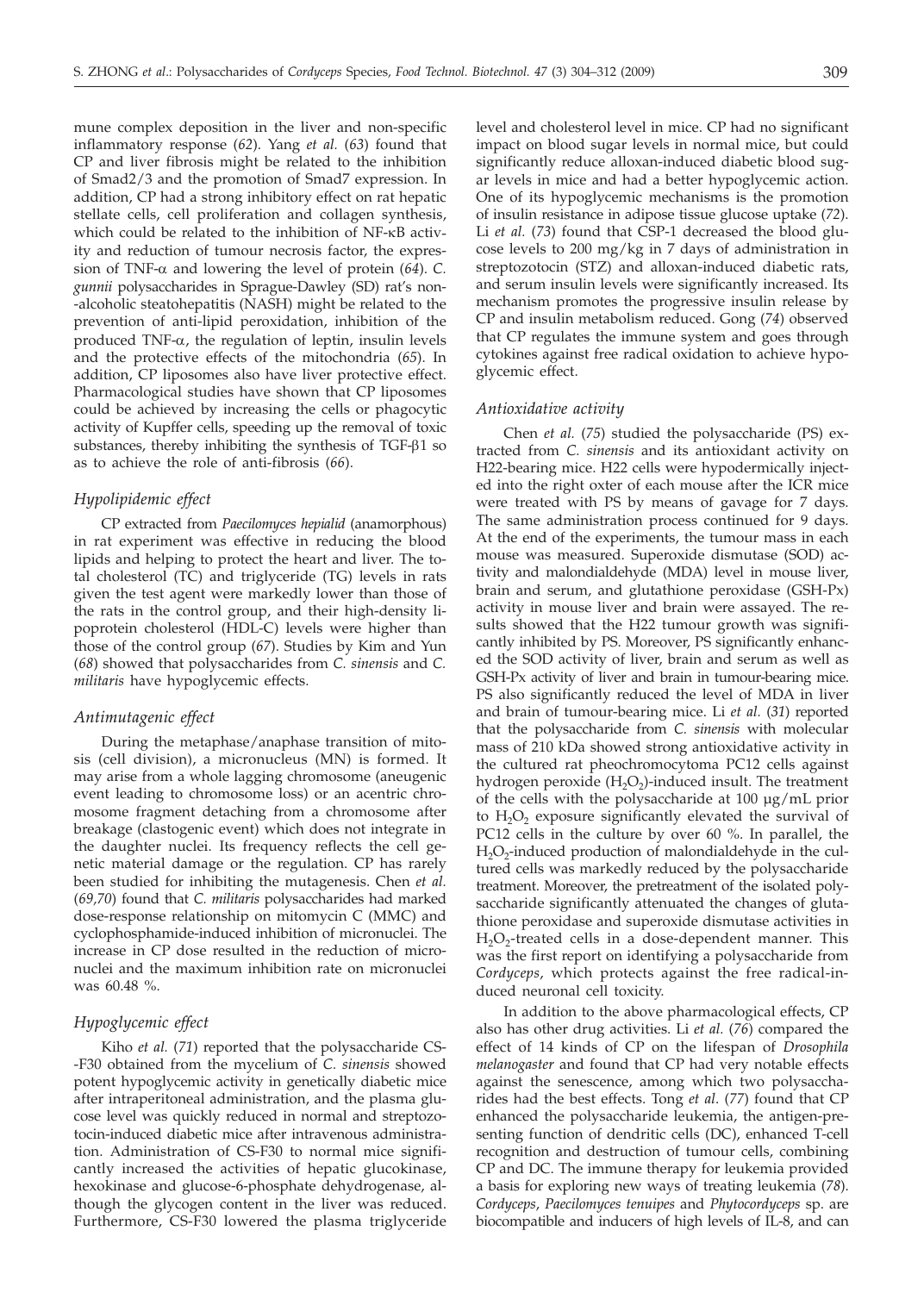mune complex deposition in the liver and non-specific inflammatory response (*62*). Yang *et al.* (*63*) found that CP and liver fibrosis might be related to the inhibition of Smad2/3 and the promotion of Smad7 expression. In addition, CP had a strong inhibitory effect on rat hepatic stellate cells, cell proliferation and collagen synthesis, which could be related to the inhibition of NF-κB activity and reduction of tumour necrosis factor, the expression of TNF-α and lowering the level of protein (*64*). *C. gunnii* polysaccharides in Sprague-Dawley (SD) rat's non-alcoholic steatohepatitis (NASH) might be related to the prevention of anti-lipid peroxidation, inhibition of the produced TNF-α, the regulation of leptin, insulin levels and the protective effects of the mitochondria (*65*). In addition, CP liposomes also have liver protective effect. Pharmacological studies have shown that CP liposomes could be achieved by increasing the cells or phagocytic activity of Kupffer cells, speeding up the removal of toxic substances, thereby inhibiting the synthesis of TGF-β1 so as to achieve the role of anti-fibrosis (*66*).

### *Hypolipidemic effect*

CP extracted from *Paecilomyces hepialid* (anamorphous) in rat experiment was effective in reducing the blood lipids and helping to protect the heart and liver. The total cholesterol (TC) and triglyceride (TG) levels in rats given the test agent were markedly lower than those of the rats in the control group, and their high-density lipoprotein cholesterol (HDL-C) levels were higher than those of the control group (*67*). Studies by Kim and Yun (*68*) showed that polysaccharides from *C. sinensis* and *C. militaris* have hypoglycemic effects.

### *Antimutagenic effect*

During the metaphase/anaphase transition of mitosis (cell division), a micronucleus (MN) is formed. It may arise from a whole lagging chromosome (aneugenic event leading to chromosome loss) or an acentric chromosome fragment detaching from a chromosome after breakage (clastogenic event) which does not integrate in the daughter nuclei. Its frequency reflects the cell genetic material damage or the regulation. CP has rarely been studied for inhibiting the mutagenesis. Chen *et al.* (*69,70*) found that *C. militaris* polysaccharides had marked dose-response relationship on mitomycin C (MMC) and cyclophosphamide-induced inhibition of micronuclei. The increase in CP dose resulted in the reduction of micronuclei and the maximum inhibition rate on micronuclei was 60.48 %.

### *Hypoglycemic effect*

Kiho *et al.* (*71*) reported that the polysaccharide CS-F30 obtained from the mycelium of *C. sinensis* showed potent hypoglycemic activity in genetically diabetic mice after intraperitoneal administration, and the plasma glucose level was quickly reduced in normal and streptozotocin-induced diabetic mice after intravenous administration. Administration of CS-F30 to normal mice significantly increased the activities of hepatic glucokinase, hexokinase and glucose-6-phosphate dehydrogenase, although the glycogen content in the liver was reduced. Furthermore, CS-F30 lowered the plasma triglyceride level and cholesterol level in mice. CP had no significant impact on blood sugar levels in normal mice, but could significantly reduce alloxan-induced diabetic blood sugar levels in mice and had a better hypoglycemic action. One of its hypoglycemic mechanisms is the promotion of insulin resistance in adipose tissue glucose uptake (*72*). Li *et al.* (*73*) found that CSP-1 decreased the blood glucose levels to 200 mg/kg in 7 days of administration in streptozotocin (STZ) and alloxan-induced diabetic rats, and serum insulin levels were significantly increased. Its mechanism promotes the progressive insulin release by CP and insulin metabolism reduced. Gong (*74*) observed that CP regulates the immune system and goes through cytokines against free radical oxidation to achieve hypoglycemic effect.

### *Antioxidative activity*

Chen *et al.* (*75*) studied the polysaccharide (PS) extracted from *C. sinensis* and its antioxidant activity on H22-bearing mice. H22 cells were hypodermically injected into the right oxter of each mouse after the ICR mice were treated with PS by means of gavage for 7 days. The same administration process continued for 9 days. At the end of the experiments, the tumour mass in each mouse was measured. Superoxide dismutase (SOD) activity and malondialdehyde (MDA) level in mouse liver, brain and serum, and glutathione peroxidase (GSH-Px) activity in mouse liver and brain were assayed. The results showed that the H22 tumour growth was significantly inhibited by PS. Moreover, PS significantly enhanced the SOD activity of liver, brain and serum as well as GSH-Px activity of liver and brain in tumour-bearing mice. PS also significantly reduced the level of MDA in liver and brain of tumour-bearing mice. Li *et al.* (*31*) reported that the polysaccharide from *C. sinensis* with molecular mass of 210 kDa showed strong antioxidative activity in the cultured rat pheochromocytoma PC12 cells against hydrogen peroxide ($H_2O_2$)-induced insult. The treatment of the cells with the polysaccharide at 100 μg/mL prior to $H_2O_2$ exposure significantly elevated the survival of PC12 cells in the culture by over 60 %. In parallel, the $H_2O_2$-induced production of malondialdehyde in the cultured cells was markedly reduced by the polysaccharide treatment. Moreover, the pretreatment of the isolated polysaccharide significantly attenuated the changes of glutathione peroxidase and superoxide dismutase activities in $H_2O_2$-treated cells in a dose-dependent manner. This was the first report on identifying a polysaccharide from *Cordyceps*, which protects against the free radical-induced neuronal cell toxicity.

In addition to the above pharmacological effects, CP also has other drug activities. Li *et al.* (*76*) compared the effect of 14 kinds of CP on the lifespan of *Drosophila melanogaster* and found that CP had very notable effects against the senescence, among which two polysaccharides had the best effects. Tong *et al.* (*77*) found that CP enhanced the polysaccharide leukemia, the antigen-presenting function of dendritic cells (DC), enhanced T-cell recognition and destruction of tumour cells, combining CP and DC. The immune therapy for leukemia provided a basis for exploring new ways of treating leukemia (*78*). *Cordyceps*, *Paecilomyces tenuipes* and *Phytocordyceps* sp. are biocompatible and inducers of high levels of IL-8, and can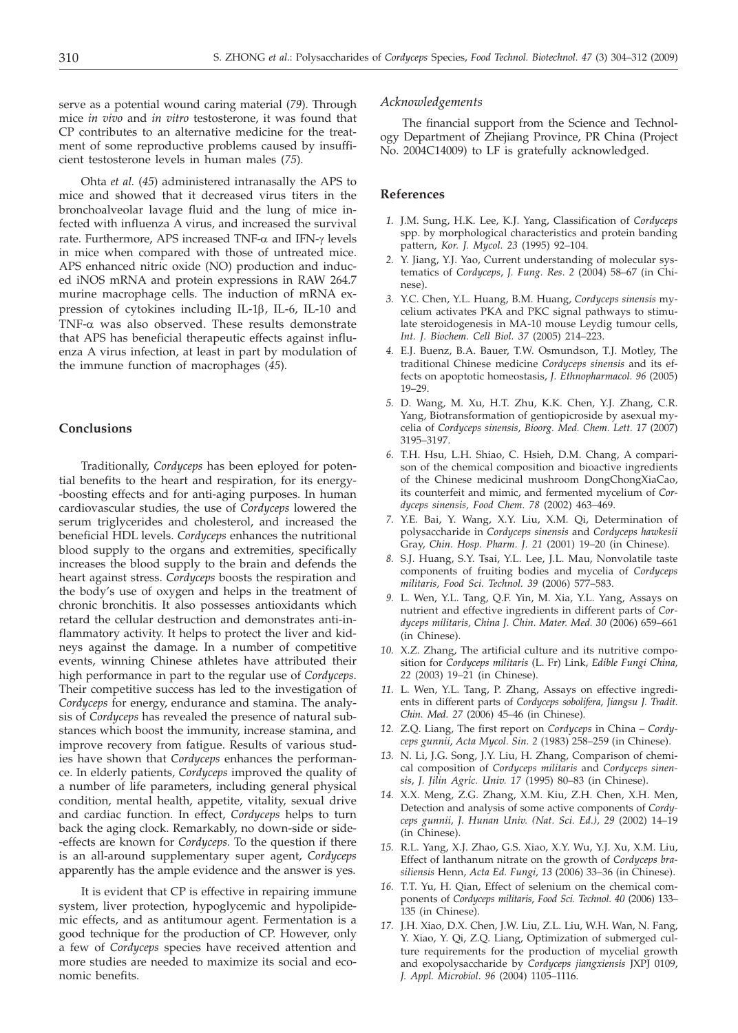serve as a potential wound caring material (*79*). Through mice *in vivo* and *in vitro* testosterone, it was found that CP contributes to an alternative medicine for the treatment of some reproductive problems caused by insufficient testosterone levels in human males (*75*).

Ohta *et al.* (*45*) administered intranasally the APS to mice and showed that it decreased virus titers in the bronchoalveolar lavage fluid and the lung of mice infected with influenza A virus, and increased the survival rate. Furthermore, APS increased TNF-$\alpha$ and IFN-$\gamma$ levels in mice when compared with those of untreated mice. APS enhanced nitric oxide (NO) production and induced iNOS mRNA and protein expressions in RAW 264.7 murine macrophage cells. The induction of mRNA expression of cytokines including IL-1$\beta$, IL-6, IL-10 and TNF-$\alpha$ was also observed. These results demonstrate that APS has beneficial therapeutic effects against influenza A virus infection, at least in part by modulation of the immune function of macrophages (*45*).

## Conclusions

Traditionally, *Cordyceps* has been eployed for potential benefits to the heart and respiration, for its energy-boosting effects and for anti-aging purposes. In human cardiovascular studies, the use of *Cordyceps* lowered the serum triglycerides and cholesterol, and increased the beneficial HDL levels. *Cordyceps* enhances the nutritional blood supply to the organs and extremities, specifically increases the blood supply to the brain and defends the heart against stress. *Cordyceps* boosts the respiration and the body's use of oxygen and helps in the treatment of chronic bronchitis. It also possesses antioxidants which retard the cellular destruction and demonstrates anti-inflammatory activity. It helps to protect the liver and kidneys against the damage. In a number of competitive events, winning Chinese athletes have attributed their high performance in part to the regular use of *Cordyceps*. Their competitive success has led to the investigation of *Cordyceps* for energy, endurance and stamina. The analysis of *Cordyceps* has revealed the presence of natural substances which boost the immunity, increase stamina, and improve recovery from fatigue. Results of various studies have shown that *Cordyceps* enhances the performance. In elderly patients, *Cordyceps* improved the quality of a number of life parameters, including general physical condition, mental health, appetite, vitality, sexual drive and cardiac function. In effect, *Cordyceps* helps to turn back the aging clock. Remarkably, no down-side or side-effects are known for *Cordyceps.* To the question if there is an all-around supplementary super agent, *Cordyceps* apparently has the ample evidence and the answer is yes.

It is evident that CP is effective in repairing immune system, liver protection, hypoglycemic and hypolipidemic effects, and as antitumour agent. Fermentation is a good technique for the production of CP. However, only a few of *Cordyceps* species have received attention and more studies are needed to maximize its social and economic benefits.

### Acknowledgements

The financial support from the Science and Technology Department of Zhejiang Province, PR China (Project No. 2004C14009) to LF is gratefully acknowledged.

## References

1. J.M. Sung, H.K. Lee, K.J. Yang, Classification of *Cordyceps* spp. by morphological characteristics and protein banding pattern, *Kor. J. Mycol. 23* (1995) 92–104.
2. Y. Jiang, Y.J. Yao, Current understanding of molecular systematics of *Cordyceps*, *J. Fung. Res*. *2* (2004) 58–67 (in Chinese).
3. Y.C. Chen, Y.L. Huang, B.M. Huang, *Cordyceps sinensis* mycelium activates PKA and PKC signal pathways to stimulate steroidogenesis in MA-10 mouse Leydig tumour cells, *Int. J. Biochem. Cell Biol. 37* (2005) 214–223.
4. E.J. Buenz, B.A. Bauer, T.W. Osmundson, T.J. Motley, The traditional Chinese medicine *Cordyceps sinensis* and its effects on apoptotic homeostasis, *J. Ethnopharmacol. 96* (2005) 19–29.
5. D. Wang, M. Xu, H.T. Zhu, K.K. Chen, Y.J. Zhang, C.R. Yang, Biotransformation of gentiopicroside by asexual mycelia of *Cordyceps sinensis*, *Bioorg. Med. Chem. Lett. 17* (2007) 3195–3197.
6. T.H. Hsu, L.H. Shiao, C. Hsieh, D.M. Chang, A comparison of the chemical composition and bioactive ingredients of the Chinese medicinal mushroom DongChongXiaCao, its counterfeit and mimic, and fermented mycelium of *Cordyceps sinensis, Food Chem. 78* (2002) 463–469.
7. Y.E. Bai, Y. Wang, X.Y. Liu, X.M. Qi, Determination of polysaccharide in *Cordyceps sinensis* and *Cordyceps hawkesii* Gray, *Chin. Hosp. Pharm. J. 21* (2001) 19–20 (in Chinese).
8. S.J. Huang, S.Y. Tsai, Y.L. Lee, J.L. Mau, Nonvolatile taste components of fruiting bodies and mycelia of *Cordyceps militaris, Food Sci. Technol. 39* (2006) 577–583.
9. L. Wen, Y.L. Tang, Q.F. Yin, M. Xia, Y.L. Yang, Assays on nutrient and effective ingredients in different parts of *Cordyceps militaris, China J. Chin. Mater. Med. 30* (2006) 659–661 (in Chinese).
10. X.Z. Zhang, The artificial culture and its nutritive composition for *Cordyceps militaris* (L. Fr) Link, *Edible Fungi China, 22* (2003) 19–21 (in Chinese).
11. L. Wen, Y.L. Tang, P. Zhang, Assays on effective ingredients in different parts of *Cordyceps sobolifera, Jiangsu J. Tradit. Chin. Med. 27* (2006) 45–46 (in Chinese).
12. Z.Q. Liang, The first report on *Cordyceps* in China – *Cordyceps gunnii*, *Acta Mycol. Sin. 2* (1983) 258–259 (in Chinese).
13. N. Li, J.G. Song, J.Y. Liu, H. Zhang, Comparison of chemical composition of *Cordyceps militaris* and *Cordyceps sinensis*, *J. Jilin Agric. Univ. 17* (1995) 80–83 (in Chinese).
14. X.X. Meng, Z.G. Zhang, X.M. Kiu, Z.H. Chen, X.H. Men, Detection and analysis of some active components of *Cordyceps gunnii, J. Hunan Univ. (Nat. Sci. Ed.), 29* (2002) 14–19 (in Chinese).
15. R.L. Yang, X.J. Zhao, G.S. Xiao, X.Y. Wu, Y.J. Xu, X.M. Liu, Effect of lanthanum nitrate on the growth of *Cordyceps brasiliensis* Henn, *Acta Ed. Fungi, 13* (2006) 33–36 (in Chinese).
16. T.T. Yu, H. Qian, Effect of selenium on the chemical components of *Cordyceps militaris*, *Food Sci. Technol. 40* (2006) 133–135 (in Chinese).
17. J.H. Xiao, D.X. Chen, J.W. Liu, Z.L. Liu, W.H. Wan, N. Fang, Y. Xiao, Y. Qi, Z.Q. Liang, Optimization of submerged culture requirements for the production of mycelial growth and exopolysaccharide by *Cordyceps jiangxiensis* JXPJ 0109, *J. Appl. Microbiol. 96* (2004) 1105–1116.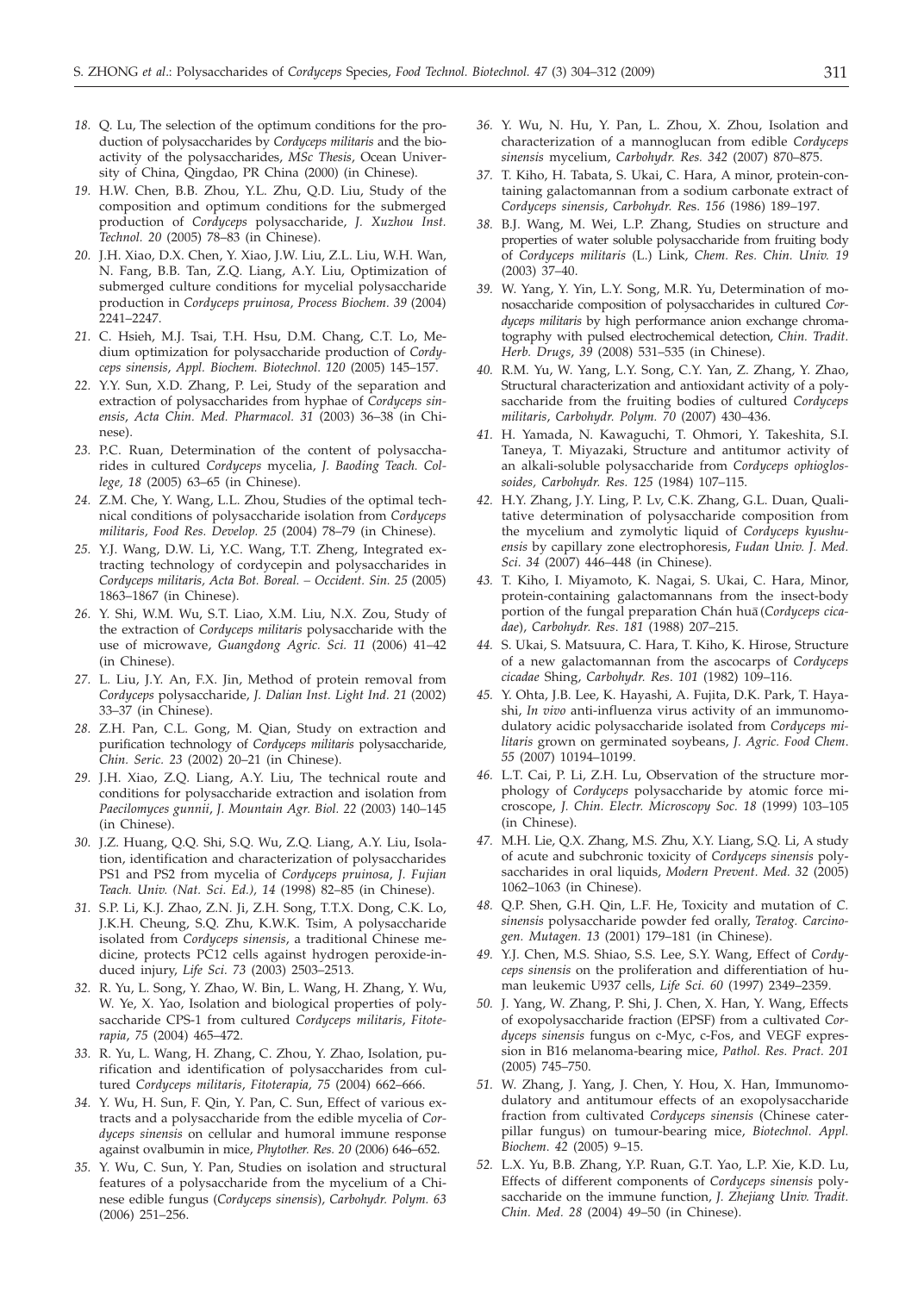*18.* Q. Lu, The selection of the optimum conditions for the production of polysaccharides by *Cordyceps militaris* and the bioactivity of the polysaccharides, *MSc Thesis*, Ocean University of China, Qingdao, PR China (2000) (in Chinese).

*19.* H.W. Chen, B.B. Zhou, Y.L. Zhu, Q.D. Liu, Study of the composition and optimum conditions for the submerged production of *Cordyceps* polysaccharide, *J. Xuzhou Inst. Technol. 20* (2005) 78–83 (in Chinese).

*20.* J.H. Xiao, D.X. Chen, Y. Xiao, J.W. Liu, Z.L. Liu, W.H. Wan, N. Fang, B.B. Tan, Z.Q. Liang, A.Y. Liu, Optimization of submerged culture conditions for mycelial polysaccharide production in *Cordyceps pruinosa*, *Process Biochem. 39* (2004) 2241–2247.

*21.* C. Hsieh, M.J. Tsai, T.H. Hsu, D.M. Chang, C.T. Lo, Medium optimization for polysaccharide production of *Cordyceps sinensis*, *Appl. Biochem. Biotechnol. 120* (2005) 145–157.

*22.* Y.Y. Sun, X.D. Zhang, P. Lei, Study of the separation and extraction of polysaccharides from hyphae of *Cordyceps sinensis*, *Acta Chin. Med. Pharmacol. 31* (2003) 36–38 (in Chinese).

*23.* P.C. Ruan, Determination of the content of polysaccharides in cultured *Cordyceps* mycelia, *J. Baoding Teach. College, 18* (2005) 63–65 (in Chinese).

*24.* Z.M. Che, Y. Wang, L.L. Zhou, Studies of the optimal technical conditions of polysaccharide isolation from *Cordyceps militaris*, *Food Res. Develop. 25* (2004) 78–79 (in Chinese).

*25.* Y.J. Wang, D.W. Li, Y.C. Wang, T.T. Zheng, Integrated extracting technology of cordycepin and polysaccharides in *Cordyceps militaris*, *Acta Bot. Boreal. – Occident. Sin. 25* (2005) 1863–1867 (in Chinese).

*26.* Y. Shi, W.M. Wu, S.T. Liao, X.M. Liu, N.X. Zou, Study of the extraction of *Cordyceps militaris* polysaccharide with the use of microwave, *Guangdong Agric. Sci. 11* (2006) 41–42 (in Chinese).

*27.* L. Liu, J.Y. An, F.X. Jin, Method of protein removal from *Cordyceps* polysaccharide, *J. Dalian Inst. Light Ind. 21* (2002) 33–37 (in Chinese).

*28.* Z.H. Pan, C.L. Gong, M. Qian, Study on extraction and purification technology of *Cordyceps militaris* polysaccharide, *Chin. Seric. 23* (2002) 20–21 (in Chinese).

*29.* J.H. Xiao, Z.Q. Liang, A.Y. Liu, The technical route and conditions for polysaccharide extraction and isolation from *Paecilomyces gunnii*, *J. Mountain Agr. Biol. 22* (2003) 140–145 (in Chinese).

*30.* J.Z. Huang, Q.Q. Shi, S.Q. Wu, Z.Q. Liang, A.Y. Liu, Isolation, identification and characterization of polysaccharides PS1 and PS2 from mycelia of *Cordyceps pruinosa*, *J. Fujian Teach. Univ. (Nat. Sci. Ed.), 14* (1998) 82–85 (in Chinese).

*31.* S.P. Li, K.J. Zhao, Z.N. Ji, Z.H. Song, T.T.X. Dong, C.K. Lo, J.K.H. Cheung, S.Q. Zhu, K.W.K. Tsim, A polysaccharide isolated from *Cordyceps sinensis*, a traditional Chinese medicine, protects PC12 cells against hydrogen peroxide-induced injury, *Life Sci. 73* (2003) 2503–2513.

*32.* R. Yu, L. Song, Y. Zhao, W. Bin, L. Wang, H. Zhang, Y. Wu, W. Ye, X. Yao, Isolation and biological properties of polysaccharide CPS-1 from cultured *Cordyceps militaris*, *Fitoterapia*, *75* (2004) 465–472.

*33.* R. Yu, L. Wang, H. Zhang, C. Zhou, Y. Zhao, Isolation, purification and identification of polysaccharides from cultured *Cordyceps militaris*, *Fitoterapia, 75* (2004) 662–666.

*34.* Y. Wu, H. Sun, F. Qin, Y. Pan, C. Sun, Effect of various extracts and a polysaccharide from the edible mycelia of *Cordyceps sinensis* on cellular and humoral immune response against ovalbumin in mice, *Phytother. Res. 20* (2006) 646–652.

*35.* Y. Wu, C. Sun, Y. Pan, Studies on isolation and structural features of a polysaccharide from the mycelium of a Chinese edible fungus (*Cordyceps sinensis*), *Carbohydr. Polym. 63* (2006) 251–256.

*36.* Y. Wu, N. Hu, Y. Pan, L. Zhou, X. Zhou, Isolation and characterization of a mannoglucan from edible *Cordyceps sinensis* mycelium, *Carbohydr. Res. 342* (2007) 870–875.

*37.* T. Kiho, H. Tabata, S. Ukai, C. Hara, A minor, protein-containing galactomannan from a sodium carbonate extract of *Cordyceps sinensis*, *Carbohydr. Res. 156* (1986) 189–197.

*38.* B.J. Wang, M. Wei, L.P. Zhang, Studies on structure and properties of water soluble polysaccharide from fruiting body of *Cordyceps militaris* (L.) Link, *Chem. Res. Chin. Univ. 19* (2003) 37–40.

*39.* W. Yang, Y. Yin, L.Y. Song, M.R. Yu, Determination of monosaccharide composition of polysaccharides in cultured *Cordyceps militaris* by high performance anion exchange chromatography with pulsed electrochemical detection, *Chin. Tradit. Herb. Drugs, 39* (2008) 531–535 (in Chinese).

*40.* R.M. Yu, W. Yang, L.Y. Song, C.Y. Yan, Z. Zhang, Y. Zhao, Structural characterization and antioxidant activity of a polysaccharide from the fruiting bodies of cultured *Cordyceps militaris*, *Carbohydr. Polym. 70* (2007) 430–436.

*41.* H. Yamada, N. Kawaguchi, T. Ohmori, Y. Takeshita, S.I. Taneya, T. Miyazaki, Structure and antitumor activity of an alkali-soluble polysaccharide from *Cordyceps ophioglossoides, Carbohydr. Res. 125* (1984) 107–115.

*42.* H.Y. Zhang, J.Y. Ling, P. Lv, C.K. Zhang, G.L. Duan, Qualitative determination of polysaccharide composition from the mycelium and zymolytic liquid of *Cordyceps kyushuensis* by capillary zone electrophoresis, *Fudan Univ. J. Med. Sci. 34* (2007) 446–448 (in Chinese).

*43.* T. Kiho, I. Miyamoto, K. Nagai, S. Ukai, C. Hara, Minor, protein-containing galactomannans from the insect-body portion of the fungal preparation Chán huā (*Cordyceps cicadae*), *Carbohydr. Res. 181* (1988) 207–215.

*44.* S. Ukai, S. Matsuura, C. Hara, T. Kiho, K. Hirose, Structure of a new galactomannan from the ascocarps of *Cordyceps cicadae* Shing, *Carbohydr. Res. 101* (1982) 109–116.

*45.* Y. Ohta, J.B. Lee, K. Hayashi, A. Fujita, D.K. Park, T. Hayashi, *In vivo* anti-influenza virus activity of an immunomodulatory acidic polysaccharide isolated from *Cordyceps militaris* grown on germinated soybeans, *J. Agric. Food Chem. 55* (2007) 10194–10199.

*46.* L.T. Cai, P. Li, Z.H. Lu, Observation of the structure morphology of *Cordyceps* polysaccharide by atomic force microscope, *J. Chin. Electr. Microscopy Soc. 18* (1999) 103–105 (in Chinese).

*47.* M.H. Lie, Q.X. Zhang, M.S. Zhu, X.Y. Liang, S.Q. Li, A study of acute and subchronic toxicity of *Cordyceps sinensis* polysaccharides in oral liquids, *Modern Prevent. Med. 32* (2005) 1062–1063 (in Chinese).

*48.* Q.P. Shen, G.H. Qin, L.F. He, Toxicity and mutation of *C. sinensis* polysaccharide powder fed orally, *Teratog. Carcinogen. Mutagen. 13* (2001) 179–181 (in Chinese).

*49.* Y.J. Chen, M.S. Shiao, S.S. Lee, S.Y. Wang, Effect of *Cordyceps sinensis* on the proliferation and differentiation of human leukemic U937 cells, *Life Sci. 60* (1997) 2349–2359.

*50.* J. Yang, W. Zhang, P. Shi, J. Chen, X. Han, Y. Wang, Effects of exopolysaccharide fraction (EPSF) from a cultivated *Cordyceps sinensis* fungus on c-Myc, c-Fos, and VEGF expression in B16 melanoma-bearing mice, *Pathol. Res. Pract. 201* (2005) 745–750.

*51.* W. Zhang, J. Yang, J. Chen, Y. Hou, X. Han, Immunomodulatory and antitumour effects of an exopolysaccharide fraction from cultivated *Cordyceps sinensis* (Chinese caterpillar fungus) on tumour-bearing mice, *Biotechnol. Appl. Biochem. 42* (2005) 9–15.

*52.* L.X. Yu, B.B. Zhang, Y.P. Ruan, G.T. Yao, L.P. Xie, K.D. Lu, Effects of different components of *Cordyceps sinensis* polysaccharide on the immune function, *J. Zhejiang Univ. Tradit. Chin. Med. 28* (2004) 49–50 (in Chinese).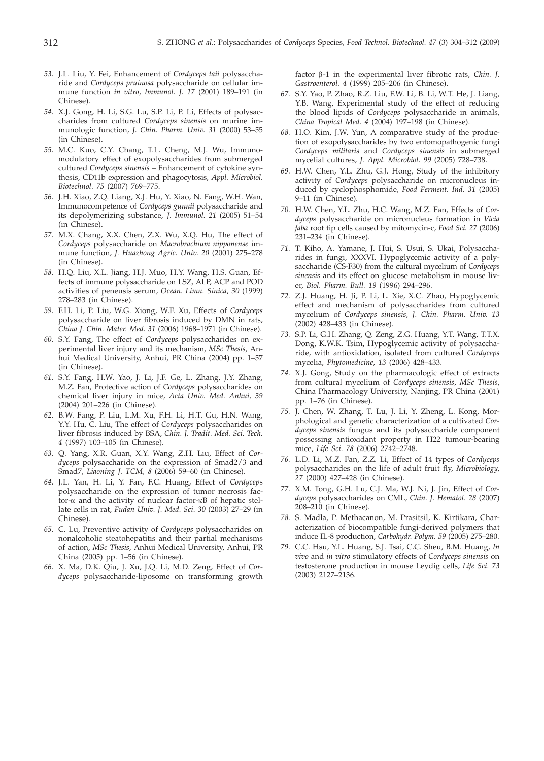53. J.L. Liu, Y. Fei, Enhancement of *Cordyceps taii* polysaccharide and *Cordyceps pruinosa* polysaccharide on cellular immune function *in vitro*, *Immunol. J. 17* (2001) 189–191 (in Chinese).

54. X.J. Gong, H. Li, S.G. Lu, S.P. Li, P. Li, Effects of polysaccharides from cultured *Cordyceps sinensis* on murine immunologic function, *J. Chin. Pharm. Univ. 31* (2000) 53–55 (in Chinese).

55. M.C. Kuo, C.Y. Chang, T.L. Cheng, M.J. Wu, Immunomodulatory effect of exopolysaccharides from submerged cultured *Cordyceps sinensis* – Enhancement of cytokine synthesis, CD11b expression and phagocytosis, *Appl. Microbiol. Biotechnol. 75* (2007) 769–775.

56. J.H. Xiao, Z.Q. Liang, X.J. Hu, Y. Xiao, N. Fang, W.H. Wan, Immunocompetence of *Cordyceps gunnii* polysaccharide and its depolymerizing substance, *J. Immunol. 21* (2005) 51–54 (in Chinese).

57. M.X. Chang, X.X. Chen, Z.X. Wu, X.Q. Hu, The effect of *Cordyceps* polysaccharide on *Macrobrachium nipponense* immune function, *J. Huazhong Agric. Univ. 20* (2001) 275–278 (in Chinese).

58. H.Q. Liu, X.L. Jiang, H.J. Muo, H.Y. Wang, H.S. Guan, Effects of immune polysaccharide on LSZ, ALP, ACP and POD activities of peneusis serum, *Ocean. Limn. Sinica*, *30* (1999) 278–283 (in Chinese).

59. F.H. Li, P. Liu, W.G. Xiong, W.F. Xu, Effects of *Cordyceps* polysaccharide on liver fibrosis induced by DMN in rats, *China J. Chin. Mater. Med. 31* (2006) 1968–1971 (in Chinese).

60. S.Y. Fang, The effect of *Cordyceps* polysaccharides on experimental liver injury and its mechanism, *MSc Thesis*, Anhui Medical University, Anhui, PR China (2004) pp. 1–57 (in Chinese).

61. S.Y. Fang, H.W. Yao, J. Li, J.F. Ge, L. Zhang, J.Y. Zhang, M.Z. Fan, Protective action of *Cordyceps* polysaccharides on chemical liver injury in mice, *Acta Univ. Med. Anhui, 39* (2004) 201–226 (in Chinese).

62. B.W. Fang, P. Liu, L.M. Xu, F.H. Li, H.T. Gu, H.N. Wang, Y.Y. Hu, C. Liu, The effect of *Cordyceps* polysaccharides on liver fibrosis induced by BSA, *Chin. J. Tradit. Med. Sci. Tech. 4* (1997) 103–105 (in Chinese).

63. Q. Yang, X.R. Guan, X.Y. Wang, Z.H. Liu, Effect of *Cordyceps* polysaccharide on the expression of Smad2/3 and Smad7, *Liaoning J. TCM, 8* (2006) 59–60 (in Chinese).

64. J.L. Yan, H. Li, Y. Fan, F.C. Huang, Effect of *Cordyceps* polysaccharide on the expression of tumor necrosis factor-α and the activity of nuclear factor-κB of hepatic stellate cells in rat, *Fudan Univ. J. Med. Sci. 30* (2003) 27–29 (in Chinese).

65. C. Lu, Preventive activity of *Cordyceps* polysaccharides on nonalcoholic steatohepatitis and their partial mechanisms of action, *MSc Thesis*, Anhui Medical University, Anhui, PR China (2005) pp. 1–56 (in Chinese).

66. X. Ma, D.K. Qiu, J. Xu, J.Q. Li, M.D. Zeng, Effect of *Cordyceps* polysaccharide-liposome on transforming growth factor β-1 in the experimental liver fibrotic rats, *Chin. J. Gastroenterol. 4* (1999) 205–206 (in Chinese).

67. S.Y. Yao, P. Zhao, R.Z. Liu, F.W. Li, B. Li, W.T. He, J. Liang, Y.B. Wang, Experimental study of the effect of reducing the blood lipids of *Cordyceps* polysaccharide in animals, *China Tropical Med. 4* (2004) 197–198 (in Chinese).

68. H.O. Kim, J.W. Yun, A comparative study of the production of exopolysaccharides by two entomopathogenic fungi *Cordyceps militaris* and *Cordyceps sinensis* in submerged mycelial cultures, *J. Appl. Microbiol. 99* (2005) 728–738.

69. H.W. Chen, Y.L. Zhu, G.J. Hong, Study of the inhibitory activity of *Cordyceps* polysaccharide on micronucleus induced by cyclophosphomide, *Food Ferment. Ind. 31* (2005) 9–11 (in Chinese).

70. H.W. Chen, Y.L. Zhu, H.C. Wang, M.Z. Fan, Effects of *Cordyceps* polysaccharide on micronucleus formation in *Vicia faba* root tip cells caused by mitomycin-c, *Food Sci. 27* (2006) 231–234 (in Chinese).

71. T. Kiho, A. Yamane, J. Hui, S. Usui, S. Ukai, Polysaccharides in fungi, XXXVI. Hypoglycemic activity of a polysaccharide (CS-F30) from the cultural mycelium of *Cordyceps sinensis* and its effect on glucose metabolism in mouse liver, *Biol. Pharm. Bull. 19* (1996) 294–296.

72. Z.J. Huang, H. Ji, P. Li, L. Xie, X.C. Zhao, Hypoglycemic effect and mechanism of polysaccharides from cultured mycelium of *Cordyceps sinensis*, *J. Chin. Pharm. Univ. 13* (2002) 428–433 (in Chinese).

73. S.P. Li, G.H. Zhang, Q. Zeng, Z.G. Huang, Y.T. Wang, T.T.X. Dong, K.W.K. Tsim, Hypoglycemic activity of polysaccharide, with antioxidation, isolated from cultured *Cordyceps* mycelia, *Phytomedicine, 13* (2006) 428–433.

74. X.J. Gong, Study on the pharmacologic effect of extracts from cultural mycelium of *Cordyceps sinensis*, *MSc Thesis*, China Pharmacology University, Nanjing, PR China (2001) pp. 1–76 (in Chinese).

75. J. Chen, W. Zhang, T. Lu, J. Li, Y. Zheng, L. Kong, Morphological and genetic characterization of a cultivated *Cordyceps sinensis* fungus and its polysaccharide component possessing antioxidant property in H22 tumour-bearing mice, *Life Sci. 78* (2006) 2742–2748.

76. L.D. Li, M.Z. Fan, Z.Z. Li, Effect of 14 types of *Cordyceps* polysaccharides on the life of adult fruit fly, *Microbiology, 27* (2000) 427–428 (in Chinese).

77. X.M. Tong, G.H. Lu, C.J. Ma, W.J. Ni, J. Jin, Effect of *Cordyceps* polysaccharides on CML, *Chin. J. Hematol. 28* (2007) 208–210 (in Chinese).

78. S. Madla, P. Methacanon, M. Prasitsil, K. Kirtikara, Characterization of biocompatible fungi-derived polymers that induce IL-8 production, *Carbohydr. Polym. 59* (2005) 275–280.

79. C.C. Hsu, Y.L. Huang, S.J. Tsai, C.C. Sheu, B.M. Huang, *In vivo* and *in vitro* stimulatory effects of *Cordyceps sinensis* on testosterone production in mouse Leydig cells, *Life Sci. 73* (2003) 2127–2136.